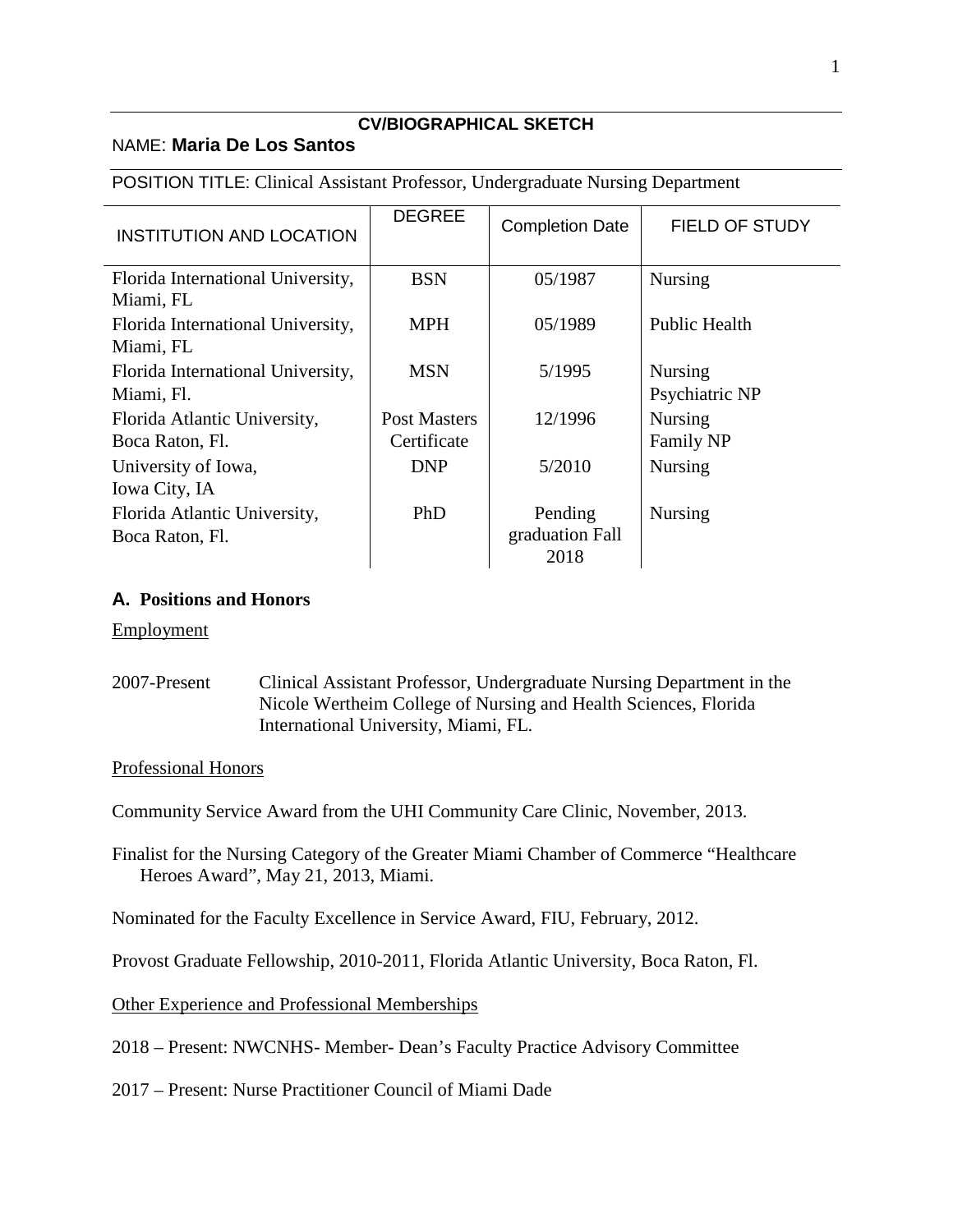**CV/BIOGRAPHICAL SKETCH**

NAME: **Maria De Los Santos**

POSITION TITLE: Clinical Assistant Professor, Undergraduate Nursing Department

| INSTITUTION AND LOCATION | DEGREE | Completion Date | FIELD OF STUDY |
|---|---|---|---|
| Florida International University, Miami, FL | BSN | 05/1987 | Nursing |
| Florida International University, Miami, FL | MPH | 05/1989 | Public Health |
| Florida International University, Miami, Fl. | MSN | 5/1995 | Nursing Psychiatric NP |
| Florida Atlantic University, Boca Raton, Fl. | Post Masters Certificate | 12/1996 | Nursing Family NP |
| University of Iowa, Iowa City, IA | DNP | 5/2010 | Nursing |
| Florida Atlantic University, Boca Raton, Fl. | PhD | Pending graduation Fall 2018 | Nursing |

### A. Positions and Honors

Employment

2007-Present Clinical Assistant Professor, Undergraduate Nursing Department in the Nicole Wertheim College of Nursing and Health Sciences, Florida International University, Miami, FL.

Professional Honors

Community Service Award from the UHI Community Care Clinic, November, 2013.

Finalist for the Nursing Category of the Greater Miami Chamber of Commerce "Healthcare Heroes Award", May 21, 2013, Miami.

Nominated for the Faculty Excellence in Service Award, FIU, February, 2012.

Provost Graduate Fellowship, 2010-2011, Florida Atlantic University, Boca Raton, Fl.

Other Experience and Professional Memberships

2018 – Present: NWCNHS- Member- Dean's Faculty Practice Advisory Committee

2017 – Present: Nurse Practitioner Council of Miami Dade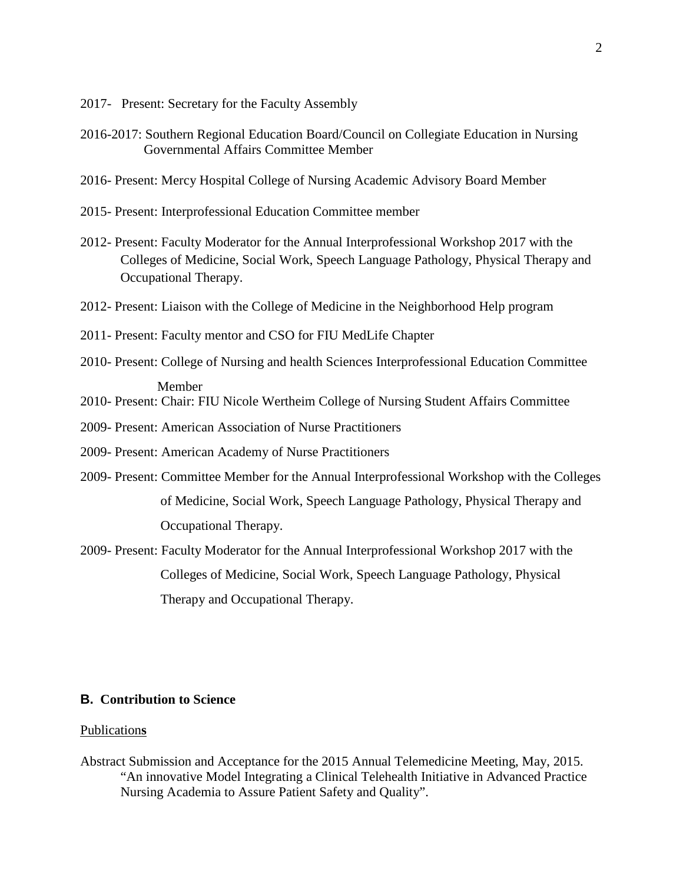2017- Present: Secretary for the Faculty Assembly

2016-2017: Southern Regional Education Board/Council on Collegiate Education in Nursing Governmental Affairs Committee Member

2016- Present: Mercy Hospital College of Nursing Academic Advisory Board Member

2015- Present: Interprofessional Education Committee member

2012- Present: Faculty Moderator for the Annual Interprofessional Workshop 2017 with the Colleges of Medicine, Social Work, Speech Language Pathology, Physical Therapy and Occupational Therapy.

2012- Present: Liaison with the College of Medicine in the Neighborhood Help program

2011- Present: Faculty mentor and CSO for FIU MedLife Chapter

2010- Present: College of Nursing and health Sciences Interprofessional Education Committee Member

2010- Present: Chair: FIU Nicole Wertheim College of Nursing Student Affairs Committee

2009- Present: American Association of Nurse Practitioners

2009- Present: American Academy of Nurse Practitioners

2009- Present: Committee Member for the Annual Interprofessional Workshop with the Colleges of Medicine, Social Work, Speech Language Pathology, Physical Therapy and Occupational Therapy.

2009- Present: Faculty Moderator for the Annual Interprofessional Workshop 2017 with the Colleges of Medicine, Social Work, Speech Language Pathology, Physical Therapy and Occupational Therapy.

## B. Contribution to Science

Publication**s**

Abstract Submission and Acceptance for the 2015 Annual Telemedicine Meeting, May, 2015. "An innovative Model Integrating a Clinical Telehealth Initiative in Advanced Practice Nursing Academia to Assure Patient Safety and Quality".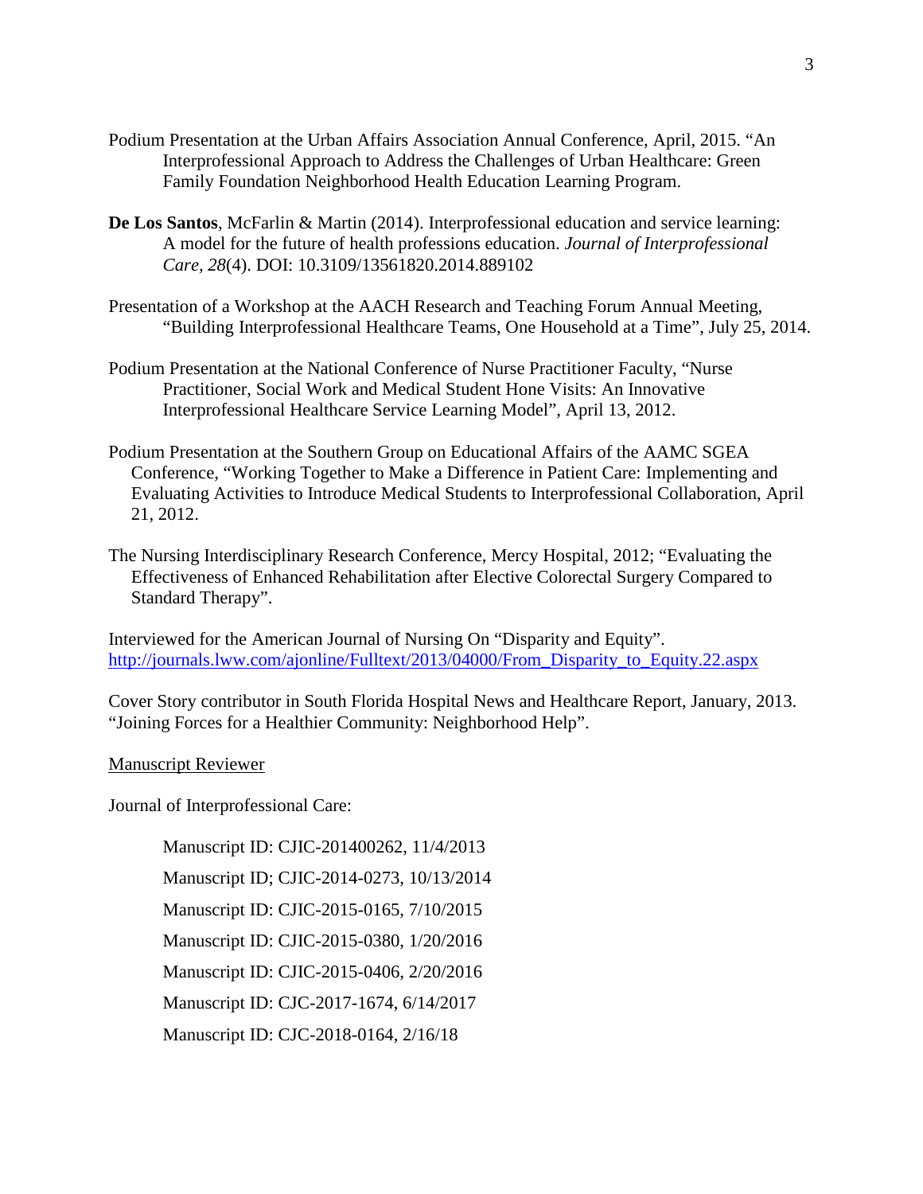Podium Presentation at the Urban Affairs Association Annual Conference, April, 2015. "An Interprofessional Approach to Address the Challenges of Urban Healthcare: Green Family Foundation Neighborhood Health Education Learning Program.

**De Los Santos**, McFarlin & Martin (2014). Interprofessional education and service learning: A model for the future of health professions education. *Journal of Interprofessional Care, 28*(4). DOI: 10.3109/13561820.2014.889102

Presentation of a Workshop at the AACH Research and Teaching Forum Annual Meeting, "Building Interprofessional Healthcare Teams, One Household at a Time", July 25, 2014.

Podium Presentation at the National Conference of Nurse Practitioner Faculty, "Nurse Practitioner, Social Work and Medical Student Hone Visits: An Innovative Interprofessional Healthcare Service Learning Model", April 13, 2012.

Podium Presentation at the Southern Group on Educational Affairs of the AAMC SGEA Conference, "Working Together to Make a Difference in Patient Care: Implementing and Evaluating Activities to Introduce Medical Students to Interprofessional Collaboration, April 21, 2012.

The Nursing Interdisciplinary Research Conference, Mercy Hospital, 2012; "Evaluating the Effectiveness of Enhanced Rehabilitation after Elective Colorectal Surgery Compared to Standard Therapy".

Interviewed for the American Journal of Nursing On "Disparity and Equity".
http://journals.lww.com/ajnonline/Fulltext/2013/04000/From_Disparity_to_Equity.22.aspx

Cover Story contributor in South Florida Hospital News and Healthcare Report, January, 2013. "Joining Forces for a Healthier Community: Neighborhood Help".

Manuscript Reviewer

Journal of Interprofessional Care:

Manuscript ID: CJIC-201400262, 11/4/2013

Manuscript ID; CJIC-2014-0273, 10/13/2014

Manuscript ID: CJIC-2015-0165, 7/10/2015

Manuscript ID: CJIC-2015-0380, 1/20/2016

Manuscript ID: CJIC-2015-0406, 2/20/2016

Manuscript ID: CJC-2017-1674, 6/14/2017

Manuscript ID: CJC-2018-0164, 2/16/18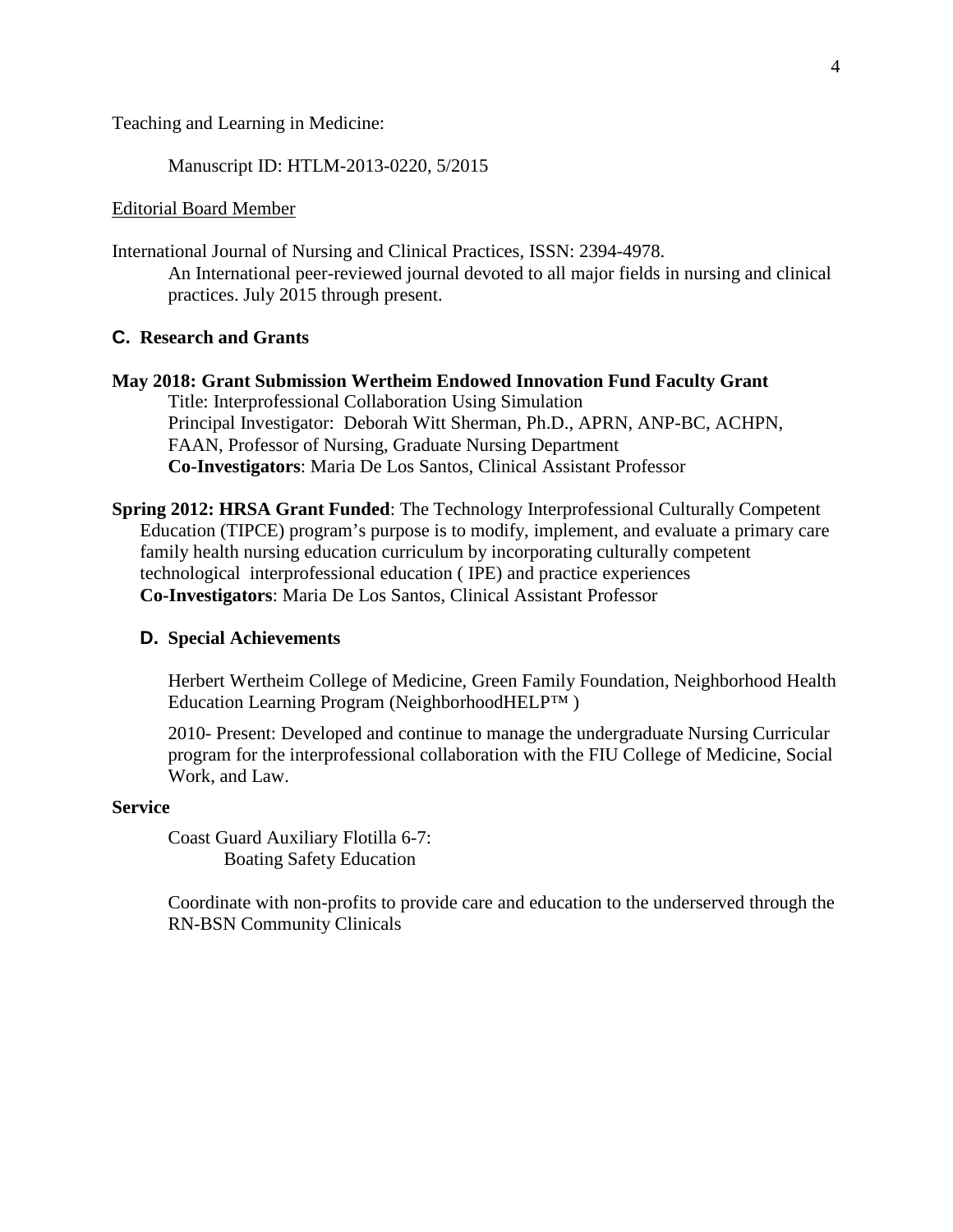Teaching and Learning in Medicine:

Manuscript ID: HTLM-2013-0220, 5/2015

Editorial Board Member

International Journal of Nursing and Clinical Practices, ISSN: 2394-4978.
An International peer-reviewed journal devoted to all major fields in nursing and clinical practices. July 2015 through present.

### C. Research and Grants

**May 2018: Grant Submission Wertheim Endowed Innovation Fund Faculty Grant**
Title: Interprofessional Collaboration Using Simulation
Principal Investigator: Deborah Witt Sherman, Ph.D., APRN, ANP-BC, ACHPN, FAAN, Professor of Nursing, Graduate Nursing Department
**Co-Investigators**: Maria De Los Santos, Clinical Assistant Professor

**Spring 2012: HRSA Grant Funded**: The Technology Interprofessional Culturally Competent Education (TIPCE) program's purpose is to modify, implement, and evaluate a primary care family health nursing education curriculum by incorporating culturally competent technological interprofessional education ( IPE) and practice experiences
**Co-Investigators**: Maria De Los Santos, Clinical Assistant Professor

### D. Special Achievements

Herbert Wertheim College of Medicine, Green Family Foundation, Neighborhood Health Education Learning Program (NeighborhoodHELP™ )

2010- Present: Developed and continue to manage the undergraduate Nursing Curricular program for the interprofessional collaboration with the FIU College of Medicine, Social Work, and Law.

### Service

Coast Guard Auxiliary Flotilla 6-7:
Boating Safety Education

Coordinate with non-profits to provide care and education to the underserved through the RN-BSN Community Clinicals